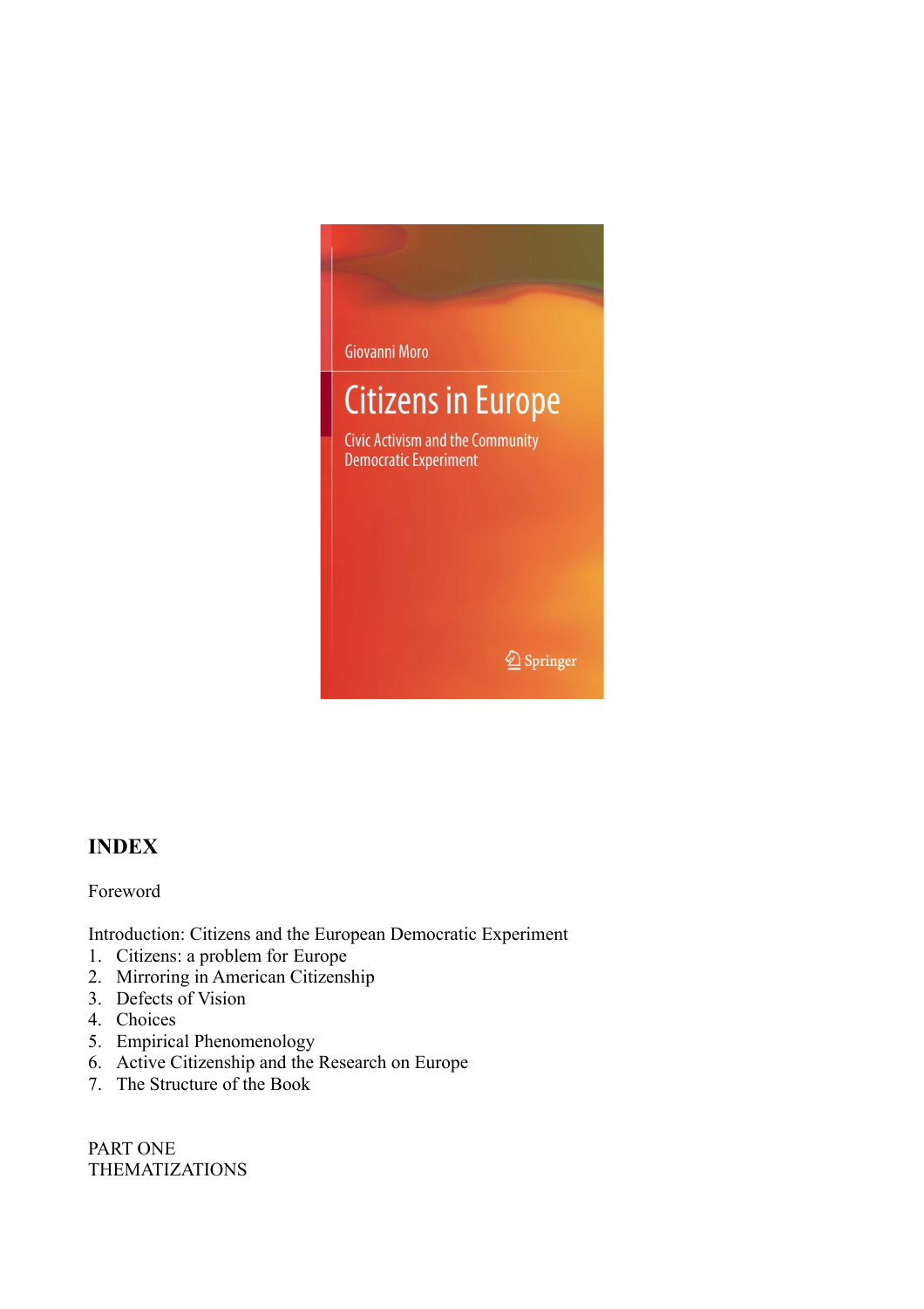Giovanni Moro

# Citizens in Europe

Civic Activism and the Community Democratic Experiment

Springer

## INDEX

Foreword

Introduction: Citizens and the European Democratic Experiment

1. Citizens: a problem for Europe
2. Mirroring in American Citizenship
3. Defects of Vision
4. Choices
5. Empirical Phenomenology
6. Active Citizenship and the Research on Europe
7. The Structure of the Book

PART ONE
THEMATIZATIONS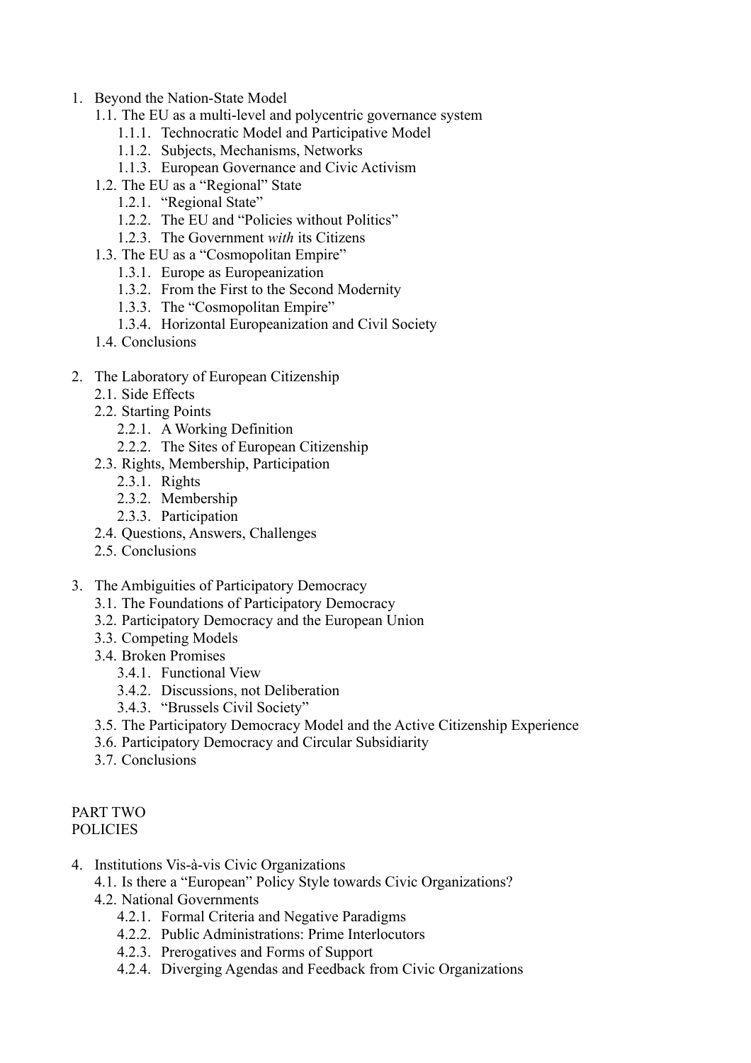1. Beyond the Nation-State Model
    - 1.1. The EU as a multi-level and polycentric governance system
        - 1.1.1. Technocratic Model and Participative Model
        - 1.1.2. Subjects, Mechanisms, Networks
        - 1.1.3. European Governance and Civic Activism
    - 1.2. The EU as a “Regional” State
        - 1.2.1. “Regional State”
        - 1.2.2. The EU and “Policies without Politics”
        - 1.2.3. The Government *with* its Citizens
    - 1.3. The EU as a “Cosmopolitan Empire”
        - 1.3.1. Europe as Europeanization
        - 1.3.2. From the First to the Second Modernity
        - 1.3.3. The “Cosmopolitan Empire”
        - 1.3.4. Horizontal Europeanization and Civil Society
    - 1.4. Conclusions

2. The Laboratory of European Citizenship
    - 2.1. Side Effects
    - 2.2. Starting Points
        - 2.2.1. A Working Definition
        - 2.2.2. The Sites of European Citizenship
    - 2.3. Rights, Membership, Participation
        - 2.3.1. Rights
        - 2.3.2. Membership
        - 2.3.3. Participation
    - 2.4. Questions, Answers, Challenges
    - 2.5. Conclusions

3. The Ambiguities of Participatory Democracy
    - 3.1. The Foundations of Participatory Democracy
    - 3.2. Participatory Democracy and the European Union
    - 3.3. Competing Models
    - 3.4. Broken Promises
        - 3.4.1. Functional View
        - 3.4.2. Discussions, not Deliberation
        - 3.4.3. “Brussels Civil Society”
    - 3.5. The Participatory Democracy Model and the Active Citizenship Experience
    - 3.6. Participatory Democracy and Circular Subsidiarity
    - 3.7. Conclusions

PART TWO
POLICIES

4. Institutions Vis-à-vis Civic Organizations
    - 4.1. Is there a “European” Policy Style towards Civic Organizations?
    - 4.2. National Governments
        - 4.2.1. Formal Criteria and Negative Paradigms
        - 4.2.2. Public Administrations: Prime Interlocutors
        - 4.2.3. Prerogatives and Forms of Support
        - 4.2.4. Diverging Agendas and Feedback from Civic Organizations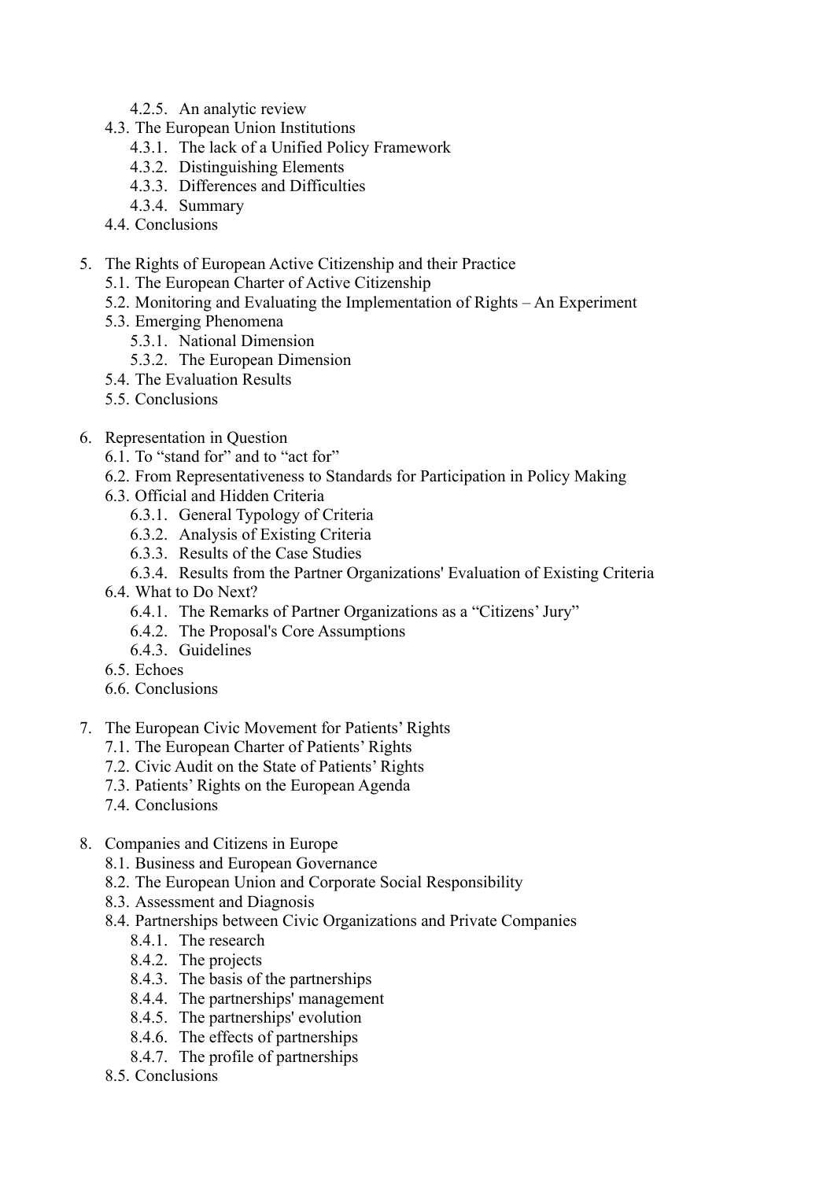- 4.2.5. An analytic review
- 4.3. The European Union Institutions
  - 4.3.1. The lack of a Unified Policy Framework
  - 4.3.2. Distinguishing Elements
  - 4.3.3. Differences and Difficulties
  - 4.3.4. Summary
- 4.4. Conclusions

5. The Rights of European Active Citizenship and their Practice
   - 5.1. The European Charter of Active Citizenship
   - 5.2. Monitoring and Evaluating the Implementation of Rights – An Experiment
   - 5.3. Emerging Phenomena
     - 5.3.1. National Dimension
     - 5.3.2. The European Dimension
   - 5.4. The Evaluation Results
   - 5.5. Conclusions

6. Representation in Question
   - 6.1. To "stand for" and to "act for"
   - 6.2. From Representativeness to Standards for Participation in Policy Making
   - 6.3. Official and Hidden Criteria
     - 6.3.1. General Typology of Criteria
     - 6.3.2. Analysis of Existing Criteria
     - 6.3.3. Results of the Case Studies
     - 6.3.4. Results from the Partner Organizations' Evaluation of Existing Criteria
   - 6.4. What to Do Next?
     - 6.4.1. The Remarks of Partner Organizations as a "Citizens' Jury"
     - 6.4.2. The Proposal's Core Assumptions
     - 6.4.3. Guidelines
   - 6.5. Echoes
   - 6.6. Conclusions

7. The European Civic Movement for Patients' Rights
   - 7.1. The European Charter of Patients' Rights
   - 7.2. Civic Audit on the State of Patients' Rights
   - 7.3. Patients' Rights on the European Agenda
   - 7.4. Conclusions

8. Companies and Citizens in Europe
   - 8.1. Business and European Governance
   - 8.2. The European Union and Corporate Social Responsibility
   - 8.3. Assessment and Diagnosis
   - 8.4. Partnerships between Civic Organizations and Private Companies
     - 8.4.1. The research
     - 8.4.2. The projects
     - 8.4.3. The basis of the partnerships
     - 8.4.4. The partnerships' management
     - 8.4.5. The partnerships' evolution
     - 8.4.6. The effects of partnerships
     - 8.4.7. The profile of partnerships
   - 8.5. Conclusions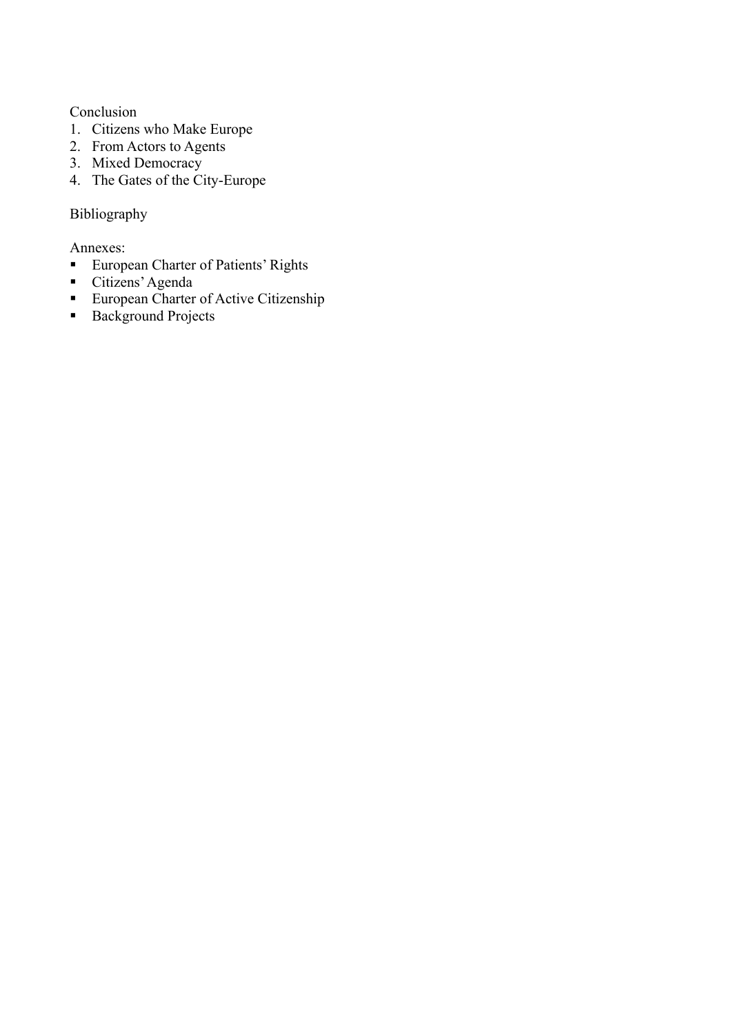Conclusion

1. Citizens who Make Europe
2. From Actors to Agents
3. Mixed Democracy
4. The Gates of the City-Europe

Bibliography

Annexes:

- European Charter of Patients' Rights
- Citizens' Agenda
- European Charter of Active Citizenship
- Background Projects